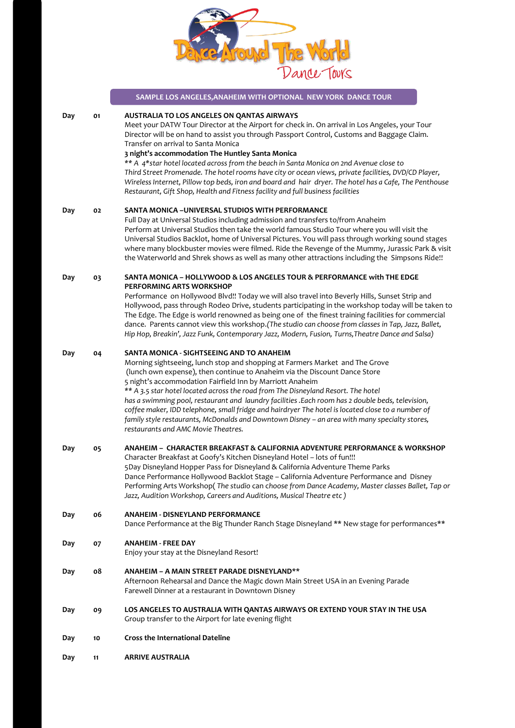# Dance Around The World Dance Tours

## SAMPLE LOS ANGELES,ANAHEIM WITH OPTIONAL NEW YORK DANCE TOUR

**Day 01** **AUSTRALIA TO LOS ANGELES ON QANTAS AIRWAYS**

Meet your DATW Tour Director at the Airport for check in. On arrival in Los Angeles, your Tour Director will be on hand to assist you through Passport Control, Customs and Baggage Claim. Transfer on arrival to Santa Monica

**3 night's accommodation The Huntley Santa Monica**

*** A 4*star hotel located across from the beach in Santa Monica on 2nd Avenue close to Third Street Promenade. The hotel rooms have city or ocean views, private facilities, DVD/CD Player, Wireless Internet, Pillow top beds, iron and board and hair dryer. The hotel has a Cafe, The Penthouse Restaurant, Gift Shop, Health and Fitness facility and full business facilities*

**Day 02** **SANTA MONICA –UNIVERSAL STUDIOS WITH PERFORMANCE**

Full Day at Universal Studios including admission and transfers to/from Anaheim
Perform at Universal Studios then take the world famous Studio Tour where you will visit the Universal Studios Backlot, home of Universal Pictures. You will pass through working sound stages where many blockbuster movies were filmed. Ride the Revenge of the Mummy, Jurassic Park & visit the Waterworld and Shrek shows as well as many other attractions including the Simpsons Ride!!

**Day 03** **SANTA MONICA – HOLLYWOOD & LOS ANGELES TOUR & PERFORMANCE with THE EDGE PERFORMING ARTS WORKSHOP**

Performance on Hollywood Blvd!! Today we will also travel into Beverly Hills, Sunset Strip and Hollywood, pass through Rodeo Drive, students participating in the workshop today will be taken to The Edge. The Edge is world renowned as being one of the finest training facilities for commercial dance. Parents cannot view this workshop.*(The studio can choose from classes in Tap, Jazz, Ballet, Hip Hop, Breakin', Jazz Funk, Contemporary Jazz, Modern, Fusion, Turns,Theatre Dance and Salsa)*

**Day 04** **SANTA MONICA - SIGHTSEEING AND TO ANAHEIM**

Morning sightseeing, lunch stop and shopping at Farmers Market and The Grove (lunch own expense), then continue to Anaheim via the Discount Dance Store
5 night's accommodation Fairfield Inn by Marriott Anaheim

*** A 3.5 star hotel located across the road from The Disneyland Resort. The hotel has a swimming pool, restaurant and laundry facilities .Each room has 2 double beds, television, coffee maker, IDD telephone, small fridge and hairdryer The hotel is located close to a number of family style restaurants, McDonalds and Downtown Disney – an area with many specialty stores, restaurants and AMC Movie Theatres.*

**Day 05** **ANAHEIM – CHARACTER BREAKFAST & CALIFORNIA ADVENTURE PERFORMANCE & WORKSHOP**

Character Breakfast at Goofy's Kitchen Disneyland Hotel – lots of fun!!!
5Day Disneyland Hopper Pass for Disneyland & California Adventure Theme Parks
Dance Performance Hollywood Backlot Stage – California Adventure Performance and Disney Performing Arts Workshop( *The studio can choose from Dance Academy, Master classes Ballet, Tap or Jazz, Audition Workshop, Careers and Auditions, Musical Theatre etc )*

**Day 06** **ANAHEIM - DISNEYLAND PERFORMANCE**

Dance Performance at the Big Thunder Ranch Stage Disneyland ** New stage for performances**

**Day 07** **ANAHEIM - FREE DAY**

Enjoy your stay at the Disneyland Resort!

**Day 08** **ANAHEIM – A MAIN STREET PARADE DISNEYLAND****

Afternoon Rehearsal and Dance the Magic down Main Street USA in an Evening Parade
Farewell Dinner at a restaurant in Downtown Disney

**Day 09** **LOS ANGELES TO AUSTRALIA WITH QANTAS AIRWAYS OR EXTEND YOUR STAY IN THE USA**

Group transfer to the Airport for late evening flight

**Day 10** **Cross the International Dateline**

**Day 11** **ARRIVE AUSTRALIA**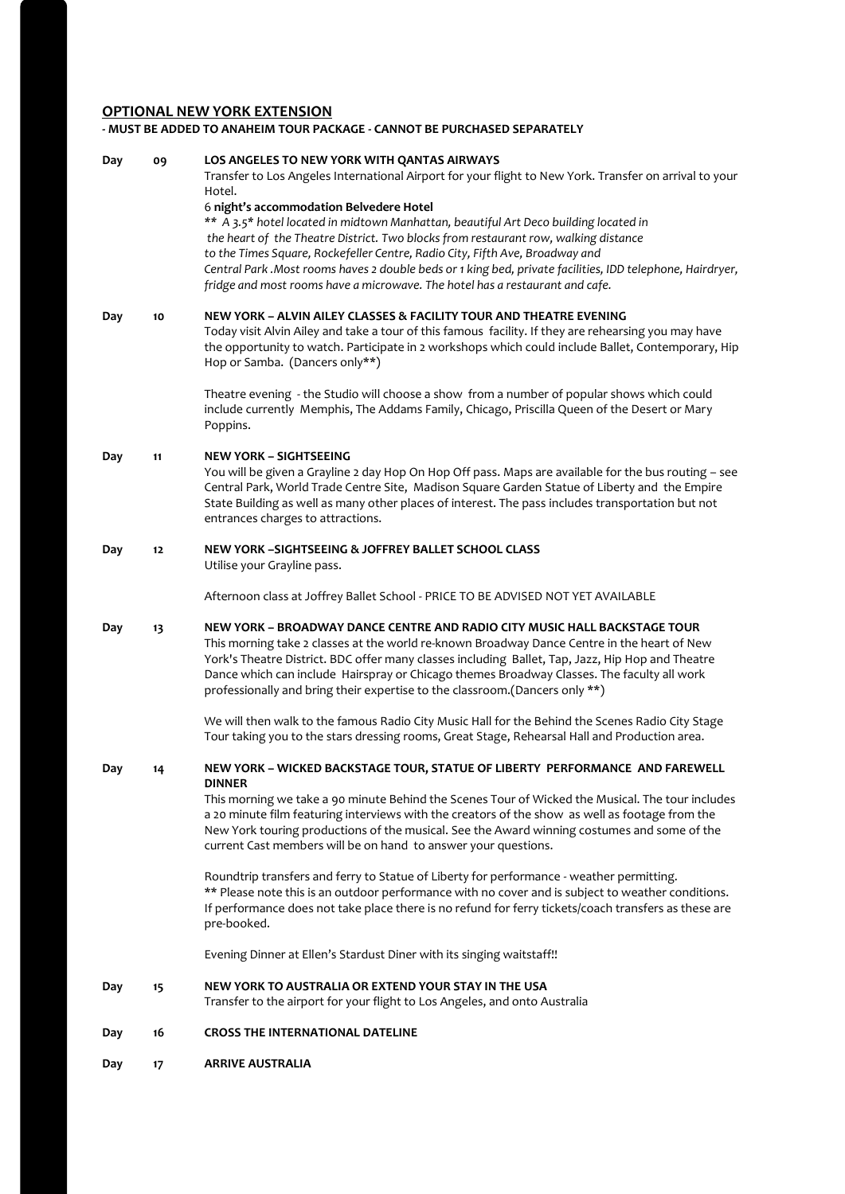## OPTIONAL NEW YORK EXTENSION

**- MUST BE ADDED TO ANAHEIM TOUR PACKAGE - CANNOT BE PURCHASED SEPARATELY**

**Day 09 — LOS ANGELES TO NEW YORK WITH QANTAS AIRWAYS**

Transfer to Los Angeles International Airport for your flight to New York. Transfer on arrival to your Hotel.

6 **night's accommodation Belvedere Hotel**

*** A 3.5* hotel located in midtown Manhattan, beautiful Art Deco building located in the heart of the Theatre District. Two blocks from restaurant row, walking distance to the Times Square, Rockefeller Centre, Radio City, Fifth Ave, Broadway and Central Park .Most rooms haves 2 double beds or 1 king bed, private facilities, IDD telephone, Hairdryer, fridge and most rooms have a microwave. The hotel has a restaurant and cafe.*

**Day 10 — NEW YORK – ALVIN AILEY CLASSES & FACILITY TOUR AND THEATRE EVENING**

Today visit Alvin Ailey and take a tour of this famous facility. If they are rehearsing you may have the opportunity to watch. Participate in 2 workshops which could include Ballet, Contemporary, Hip Hop or Samba. (Dancers only**)

Theatre evening - the Studio will choose a show from a number of popular shows which could include currently Memphis, The Addams Family, Chicago, Priscilla Queen of the Desert or Mary Poppins.

**Day 11 — NEW YORK – SIGHTSEEING**

You will be given a Grayline 2 day Hop On Hop Off pass. Maps are available for the bus routing – see Central Park, World Trade Centre Site, Madison Square Garden Statue of Liberty and the Empire State Building as well as many other places of interest. The pass includes transportation but not entrances charges to attractions.

**Day 12 — NEW YORK –SIGHTSEEING & JOFFREY BALLET SCHOOL CLASS**

Utilise your Grayline pass.

Afternoon class at Joffrey Ballet School - PRICE TO BE ADVISED NOT YET AVAILABLE

**Day 13 — NEW YORK – BROADWAY DANCE CENTRE AND RADIO CITY MUSIC HALL BACKSTAGE TOUR**

This morning take 2 classes at the world re-known Broadway Dance Centre in the heart of New York's Theatre District. BDC offer many classes including Ballet, Tap, Jazz, Hip Hop and Theatre Dance which can include Hairspray or Chicago themes Broadway Classes. The faculty all work professionally and bring their expertise to the classroom.(Dancers only **)

We will then walk to the famous Radio City Music Hall for the Behind the Scenes Radio City Stage Tour taking you to the stars dressing rooms, Great Stage, Rehearsal Hall and Production area.

**Day 14 — NEW YORK – WICKED BACKSTAGE TOUR, STATUE OF LIBERTY PERFORMANCE AND FAREWELL DINNER**

This morning we take a 90 minute Behind the Scenes Tour of Wicked the Musical. The tour includes a 20 minute film featuring interviews with the creators of the show as well as footage from the New York touring productions of the musical. See the Award winning costumes and some of the current Cast members will be on hand to answer your questions.

Roundtrip transfers and ferry to Statue of Liberty for performance - weather permitting.
** Please note this is an outdoor performance with no cover and is subject to weather conditions. If performance does not take place there is no refund for ferry tickets/coach transfers as these are pre-booked.

Evening Dinner at Ellen's Stardust Diner with its singing waitstaff!!

**Day 15 — NEW YORK TO AUSTRALIA OR EXTEND YOUR STAY IN THE USA**

Transfer to the airport for your flight to Los Angeles, and onto Australia

**Day 16 — CROSS THE INTERNATIONAL DATELINE**

**Day 17 — ARRIVE AUSTRALIA**